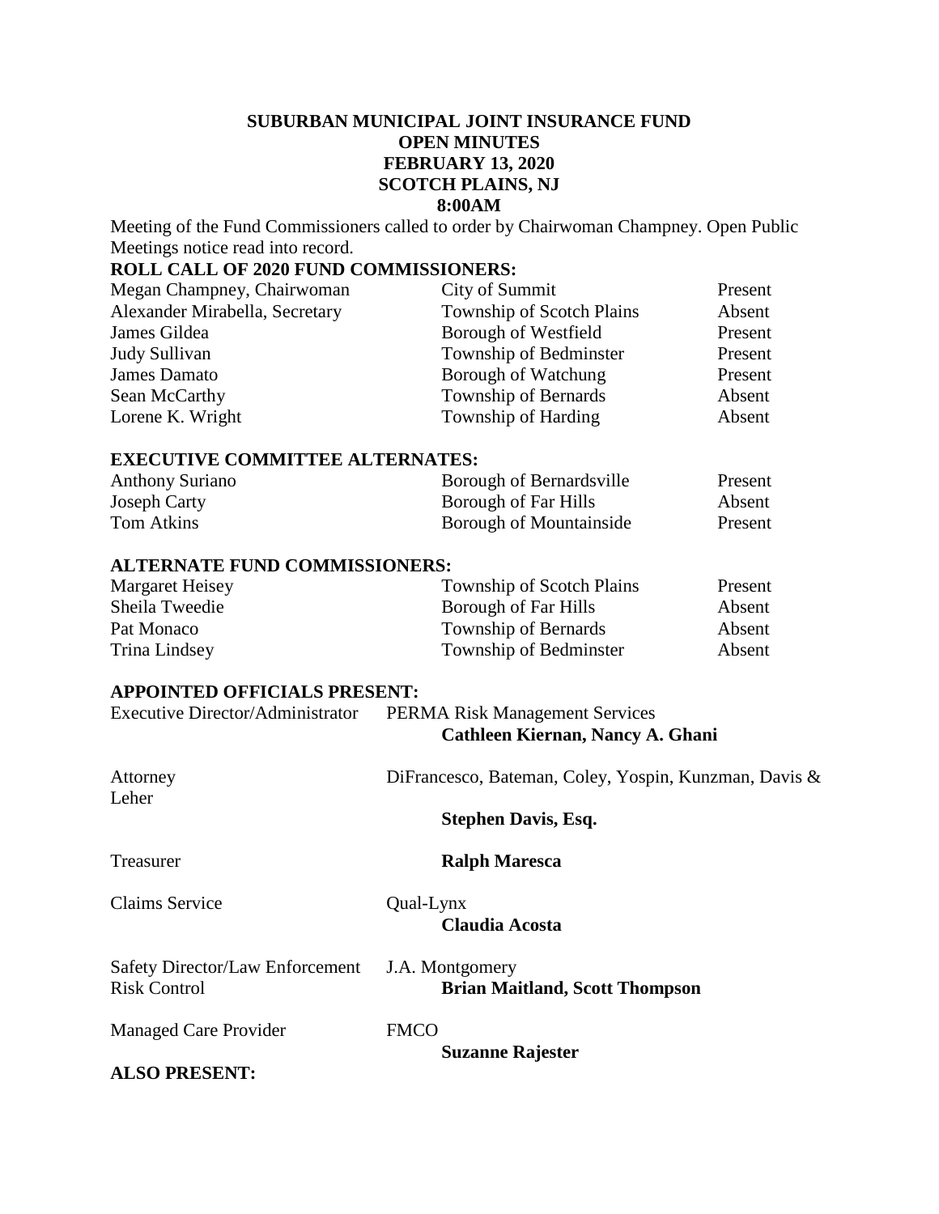# SUBURBAN MUNICIPAL JOINT INSURANCE FUND
# OPEN MINUTES
# FEBRUARY 13, 2020
# SCOTCH PLAINS, NJ
# 8:00AM

Meeting of the Fund Commissioners called to order by Chairwoman Champney. Open Public Meetings notice read into record.

## ROLL CALL OF 2020 FUND COMMISSIONERS:

| | | |
|---|---|---|
| Megan Champney, Chairwoman | City of Summit | Present |
| Alexander Mirabella, Secretary | Township of Scotch Plains | Absent |
| James Gildea | Borough of Westfield | Present |
| Judy Sullivan | Township of Bedminster | Present |
| James Damato | Borough of Watchung | Present |
| Sean McCarthy | Township of Bernards | Absent |
| Lorene K. Wright | Township of Harding | Absent |

## EXECUTIVE COMMITTEE ALTERNATES:

| | | |
|---|---|---|
| Anthony Suriano | Borough of Bernardsville | Present |
| Joseph Carty | Borough of Far Hills | Absent |
| Tom Atkins | Borough of Mountainside | Present |

## ALTERNATE FUND COMMISSIONERS:

| | | |
|---|---|---|
| Margaret Heisey | Township of Scotch Plains | Present |
| Sheila Tweedie | Borough of Far Hills | Absent |
| Pat Monaco | Township of Bernards | Absent |
| Trina Lindsey | Township of Bedminster | Absent |

## APPOINTED OFFICIALS PRESENT:

Executive Director/Administrator — PERMA Risk Management Services
**Cathleen Kiernan, Nancy A. Ghani**

Attorney — DiFrancesco, Bateman, Coley, Yospin, Kunzman, Davis & Leher
**Stephen Davis, Esq.**

Treasurer — **Ralph Maresca**

Claims Service — Qual-Lynx
**Claudia Acosta**

Safety Director/Law Enforcement Risk Control — J.A. Montgomery
**Brian Maitland, Scott Thompson**

Managed Care Provider — FMCO
**Suzanne Rajester**

## ALSO PRESENT: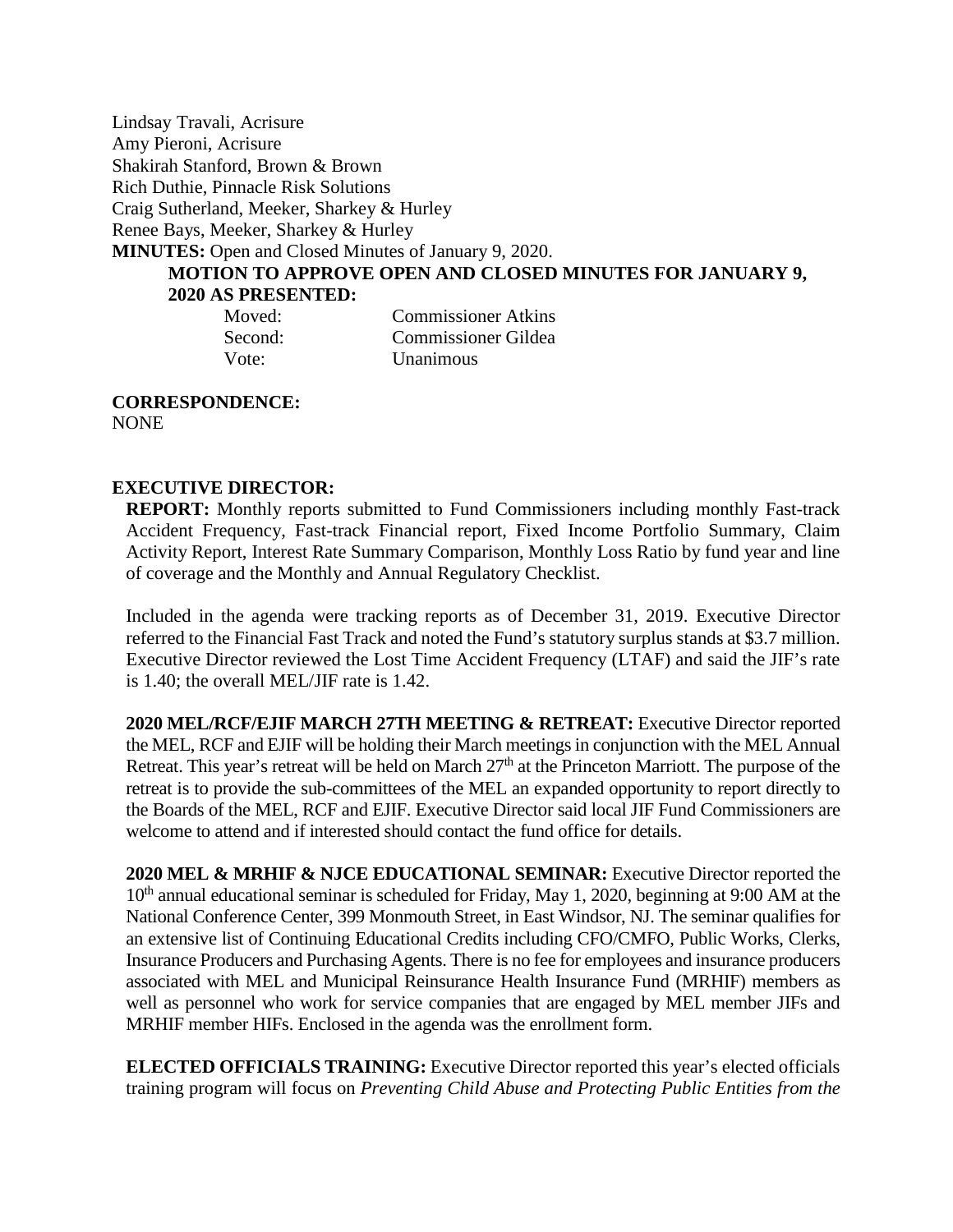Lindsay Travali, Acrisure
Amy Pieroni, Acrisure
Shakirah Stanford, Brown & Brown
Rich Duthie, Pinnacle Risk Solutions
Craig Sutherland, Meeker, Sharkey & Hurley
Renee Bays, Meeker, Sharkey & Hurley

**MINUTES:** Open and Closed Minutes of January 9, 2020.

**MOTION TO APPROVE OPEN AND CLOSED MINUTES FOR JANUARY 9, 2020 AS PRESENTED:**

| | |
|---|---|
| Moved: | Commissioner Atkins |
| Second: | Commissioner Gildea |
| Vote: | Unanimous |

**CORRESPONDENCE:**
NONE

**EXECUTIVE DIRECTOR:**

**REPORT:** Monthly reports submitted to Fund Commissioners including monthly Fast-track Accident Frequency, Fast-track Financial report, Fixed Income Portfolio Summary, Claim Activity Report, Interest Rate Summary Comparison, Monthly Loss Ratio by fund year and line of coverage and the Monthly and Annual Regulatory Checklist.

Included in the agenda were tracking reports as of December 31, 2019. Executive Director referred to the Financial Fast Track and noted the Fund's statutory surplus stands at $3.7 million. Executive Director reviewed the Lost Time Accident Frequency (LTAF) and said the JIF's rate is 1.40; the overall MEL/JIF rate is 1.42.

**2020 MEL/RCF/EJIF MARCH 27TH MEETING & RETREAT:** Executive Director reported the MEL, RCF and EJIF will be holding their March meetings in conjunction with the MEL Annual Retreat. This year's retreat will be held on March 27th at the Princeton Marriott. The purpose of the retreat is to provide the sub-committees of the MEL an expanded opportunity to report directly to the Boards of the MEL, RCF and EJIF. Executive Director said local JIF Fund Commissioners are welcome to attend and if interested should contact the fund office for details.

**2020 MEL & MRHIF & NJCE EDUCATIONAL SEMINAR:** Executive Director reported the 10th annual educational seminar is scheduled for Friday, May 1, 2020, beginning at 9:00 AM at the National Conference Center, 399 Monmouth Street, in East Windsor, NJ. The seminar qualifies for an extensive list of Continuing Educational Credits including CFO/CMFO, Public Works, Clerks, Insurance Producers and Purchasing Agents. There is no fee for employees and insurance producers associated with MEL and Municipal Reinsurance Health Insurance Fund (MRHIF) members as well as personnel who work for service companies that are engaged by MEL member JIFs and MRHIF member HIFs. Enclosed in the agenda was the enrollment form.

**ELECTED OFFICIALS TRAINING:** Executive Director reported this year's elected officials training program will focus on *Preventing Child Abuse and Protecting Public Entities from the*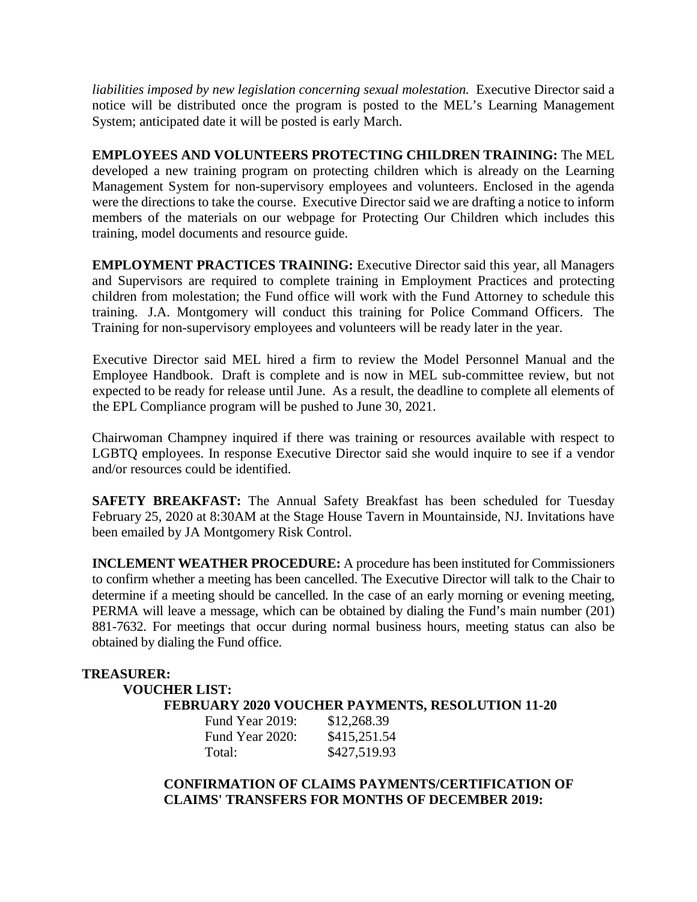*liabilities imposed by new legislation concerning sexual molestation.* Executive Director said a notice will be distributed once the program is posted to the MEL's Learning Management System; anticipated date it will be posted is early March.

**EMPLOYEES AND VOLUNTEERS PROTECTING CHILDREN TRAINING:** The MEL developed a new training program on protecting children which is already on the Learning Management System for non-supervisory employees and volunteers. Enclosed in the agenda were the directions to take the course. Executive Director said we are drafting a notice to inform members of the materials on our webpage for Protecting Our Children which includes this training, model documents and resource guide.

**EMPLOYMENT PRACTICES TRAINING:** Executive Director said this year, all Managers and Supervisors are required to complete training in Employment Practices and protecting children from molestation; the Fund office will work with the Fund Attorney to schedule this training. J.A. Montgomery will conduct this training for Police Command Officers. The Training for non-supervisory employees and volunteers will be ready later in the year.

Executive Director said MEL hired a firm to review the Model Personnel Manual and the Employee Handbook. Draft is complete and is now in MEL sub-committee review, but not expected to be ready for release until June. As a result, the deadline to complete all elements of the EPL Compliance program will be pushed to June 30, 2021.

Chairwoman Champney inquired if there was training or resources available with respect to LGBTQ employees. In response Executive Director said she would inquire to see if a vendor and/or resources could be identified.

**SAFETY BREAKFAST:** The Annual Safety Breakfast has been scheduled for Tuesday February 25, 2020 at 8:30AM at the Stage House Tavern in Mountainside, NJ. Invitations have been emailed by JA Montgomery Risk Control.

**INCLEMENT WEATHER PROCEDURE:** A procedure has been instituted for Commissioners to confirm whether a meeting has been cancelled. The Executive Director will talk to the Chair to determine if a meeting should be cancelled. In the case of an early morning or evening meeting, PERMA will leave a message, which can be obtained by dialing the Fund's main number (201) 881-7632. For meetings that occur during normal business hours, meeting status can also be obtained by dialing the Fund office.

**TREASURER:**

**VOUCHER LIST:**

**FEBRUARY 2020 VOUCHER PAYMENTS, RESOLUTION 11-20**

| | |
|---|---|
| Fund Year 2019: | $12,268.39 |
| Fund Year 2020: | $415,251.54 |
| Total: | $427,519.93 |

**CONFIRMATION OF CLAIMS PAYMENTS/CERTIFICATION OF CLAIMS' TRANSFERS FOR MONTHS OF DECEMBER 2019:**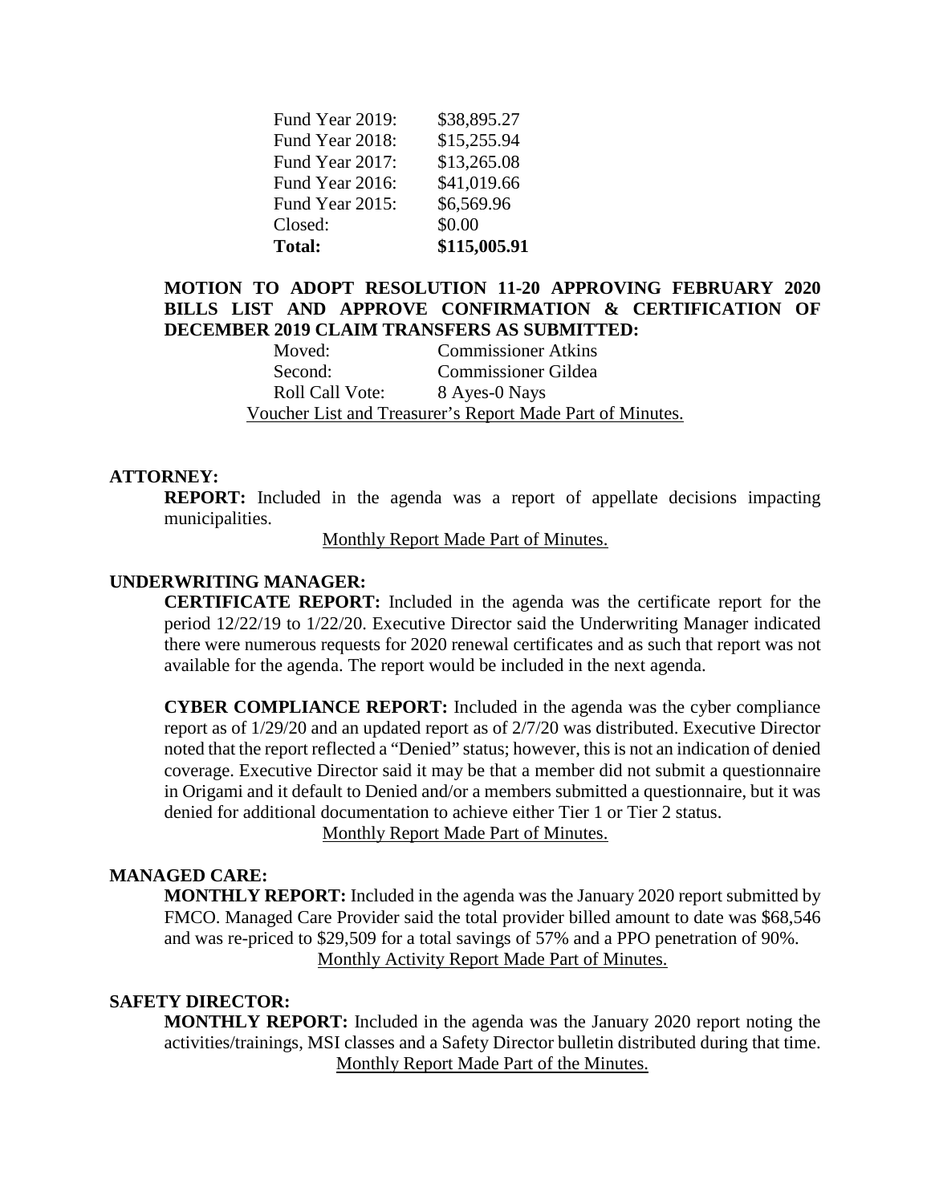| | |
|---|---|
| Fund Year 2019: | $38,895.27 |
| Fund Year 2018: | $15,255.94 |
| Fund Year 2017: | $13,265.08 |
| Fund Year 2016: | $41,019.66 |
| Fund Year 2015: | $6,569.96 |
| Closed: | $0.00 |
| **Total:** | **$115,005.91** |

**MOTION TO ADOPT RESOLUTION 11-20 APPROVING FEBRUARY 2020 BILLS LIST AND APPROVE CONFIRMATION & CERTIFICATION OF DECEMBER 2019 CLAIM TRANSFERS AS SUBMITTED:**

| | |
|---|---|
| Moved: | Commissioner Atkins |
| Second: | Commissioner Gildea |
| Roll Call Vote: | 8 Ayes-0 Nays |

Voucher List and Treasurer's Report Made Part of Minutes.

**ATTORNEY:**

**REPORT:** Included in the agenda was a report of appellate decisions impacting municipalities.

Monthly Report Made Part of Minutes.

**UNDERWRITING MANAGER:**

**CERTIFICATE REPORT:** Included in the agenda was the certificate report for the period 12/22/19 to 1/22/20. Executive Director said the Underwriting Manager indicated there were numerous requests for 2020 renewal certificates and as such that report was not available for the agenda. The report would be included in the next agenda.

**CYBER COMPLIANCE REPORT:** Included in the agenda was the cyber compliance report as of 1/29/20 and an updated report as of 2/7/20 was distributed. Executive Director noted that the report reflected a "Denied" status; however, this is not an indication of denied coverage. Executive Director said it may be that a member did not submit a questionnaire in Origami and it default to Denied and/or a members submitted a questionnaire, but it was denied for additional documentation to achieve either Tier 1 or Tier 2 status.

Monthly Report Made Part of Minutes.

**MANAGED CARE:**

**MONTHLY REPORT:** Included in the agenda was the January 2020 report submitted by FMCO. Managed Care Provider said the total provider billed amount to date was $68,546 and was re-priced to $29,509 for a total savings of 57% and a PPO penetration of 90%.

Monthly Activity Report Made Part of Minutes.

**SAFETY DIRECTOR:**

**MONTHLY REPORT:** Included in the agenda was the January 2020 report noting the activities/trainings, MSI classes and a Safety Director bulletin distributed during that time.

Monthly Report Made Part of the Minutes.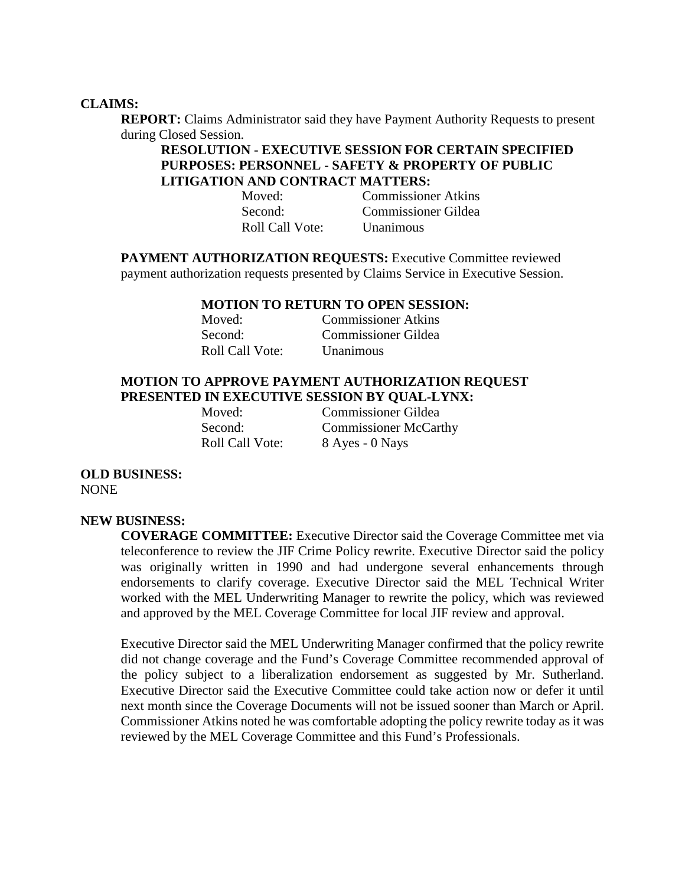**CLAIMS:**

**REPORT:** Claims Administrator said they have Payment Authority Requests to present during Closed Session.

**RESOLUTION - EXECUTIVE SESSION FOR CERTAIN SPECIFIED PURPOSES: PERSONNEL - SAFETY & PROPERTY OF PUBLIC LITIGATION AND CONTRACT MATTERS:**

| | |
|---|---|
| Moved: | Commissioner Atkins |
| Second: | Commissioner Gildea |
| Roll Call Vote: | Unanimous |

**PAYMENT AUTHORIZATION REQUESTS:** Executive Committee reviewed payment authorization requests presented by Claims Service in Executive Session.

**MOTION TO RETURN TO OPEN SESSION:**

| | |
|---|---|
| Moved: | Commissioner Atkins |
| Second: | Commissioner Gildea |
| Roll Call Vote: | Unanimous |

**MOTION TO APPROVE PAYMENT AUTHORIZATION REQUEST PRESENTED IN EXECUTIVE SESSION BY QUAL-LYNX:**

| | |
|---|---|
| Moved: | Commissioner Gildea |
| Second: | Commissioner McCarthy |
| Roll Call Vote: | 8 Ayes - 0 Nays |

**OLD BUSINESS:**
NONE

**NEW BUSINESS:**

**COVERAGE COMMITTEE:** Executive Director said the Coverage Committee met via teleconference to review the JIF Crime Policy rewrite. Executive Director said the policy was originally written in 1990 and had undergone several enhancements through endorsements to clarify coverage. Executive Director said the MEL Technical Writer worked with the MEL Underwriting Manager to rewrite the policy, which was reviewed and approved by the MEL Coverage Committee for local JIF review and approval.

Executive Director said the MEL Underwriting Manager confirmed that the policy rewrite did not change coverage and the Fund's Coverage Committee recommended approval of the policy subject to a liberalization endorsement as suggested by Mr. Sutherland. Executive Director said the Executive Committee could take action now or defer it until next month since the Coverage Documents will not be issued sooner than March or April. Commissioner Atkins noted he was comfortable adopting the policy rewrite today as it was reviewed by the MEL Coverage Committee and this Fund's Professionals.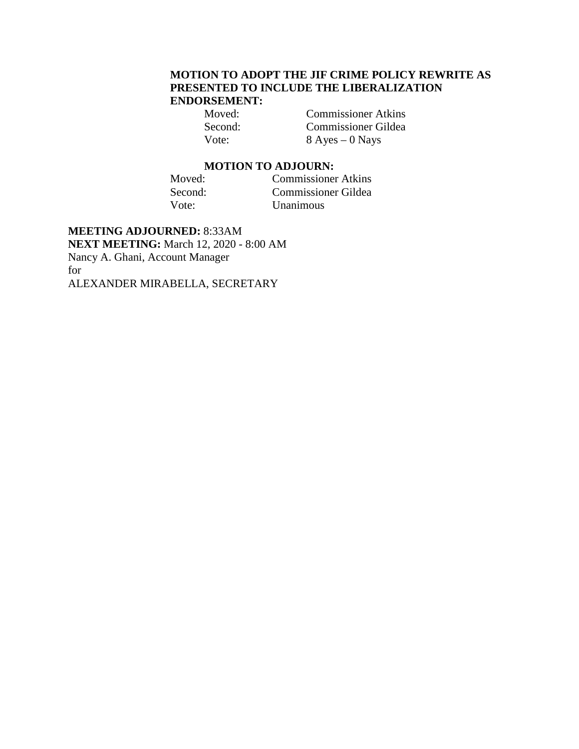**MOTION TO ADOPT THE JIF CRIME POLICY REWRITE AS PRESENTED TO INCLUDE THE LIBERALIZATION ENDORSEMENT:**

Moved: Commissioner Atkins
Second: Commissioner Gildea
Vote: 8 Ayes – 0 Nays

**MOTION TO ADJOURN:**

Moved: Commissioner Atkins
Second: Commissioner Gildea
Vote: Unanimous

**MEETING ADJOURNED:** 8:33AM
**NEXT MEETING:** March 12, 2020 - 8:00 AM
Nancy A. Ghani, Account Manager
for
ALEXANDER MIRABELLA, SECRETARY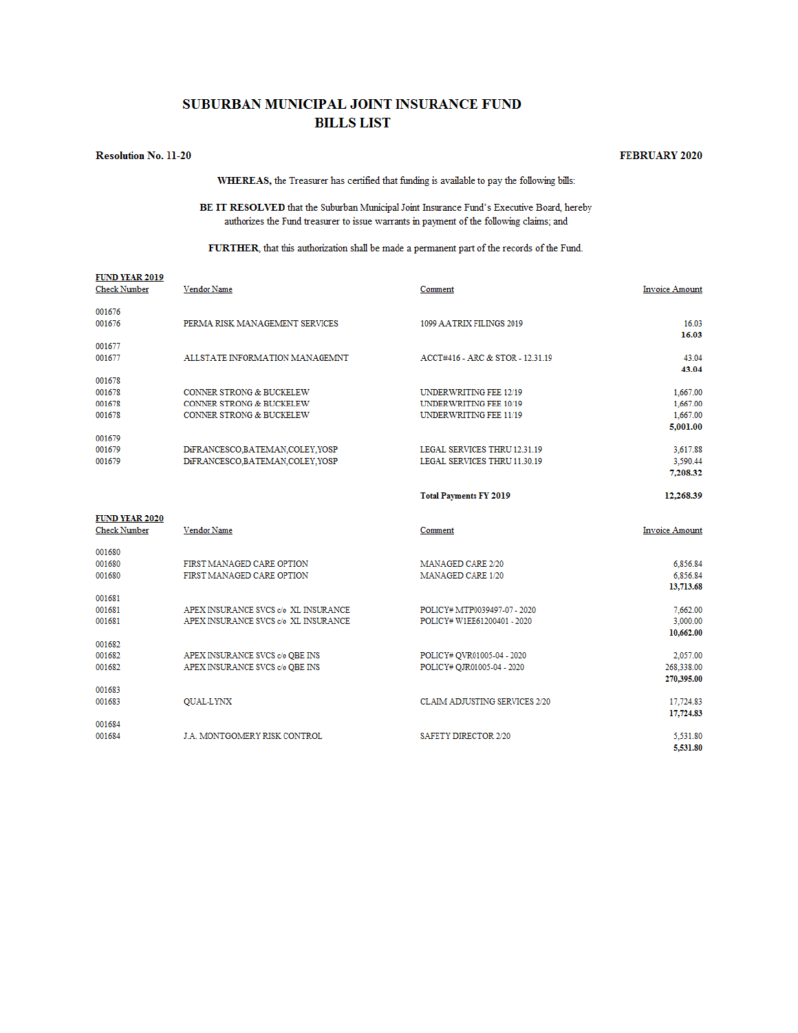# SUBURBAN MUNICIPAL JOINT INSURANCE FUND
## BILLS LIST

**Resolution No. 11-20** **FEBRUARY 2020**

**WHEREAS,** the Treasurer has certified that funding is available to pay the following bills:

**BE IT RESOLVED** that the Suburban Municipal Joint Insurance Fund's Executive Board, hereby authorizes the Fund treasurer to issue warrants in payment of the following claims; and

**FURTHER,** that this authorization shall be made a permanent part of the records of the Fund.

**FUND YEAR 2019**

| Check Number | Vendor Name | Comment | Invoice Amount |
|---|---|---|---|
| 001676 | | | |
| 001676 | PERMA RISK MANAGEMENT SERVICES | 1099 AATRIX FILINGS 2019 | 16.03 |
| | | | **16.03** |
| 001677 | | | |
| 001677 | ALLSTATE INFORMATION MANAGEMNT | ACCT#416 - ARC & STOR - 12.31.19 | 43.04 |
| | | | **43.04** |
| 001678 | | | |
| 001678 | CONNER STRONG & BUCKELEW | UNDERWRITING FEE 12/19 | 1,667.00 |
| 001678 | CONNER STRONG & BUCKELEW | UNDERWRITING FEE 10/19 | 1,667.00 |
| 001678 | CONNER STRONG & BUCKELEW | UNDERWRITING FEE 11/19 | 1,667.00 |
| | | | **5,001.00** |
| 001679 | | | |
| 001679 | DiFRANCESCO,BATEMAN,COLEY,YOSP | LEGAL SERVICES THRU 12.31.19 | 3,617.88 |
| 001679 | DiFRANCESCO,BATEMAN,COLEY,YOSP | LEGAL SERVICES THRU 11.30.19 | 3,590.44 |
| | | | **7,208.32** |
| | | **Total Payments FY 2019** | **12,268.39** |

**FUND YEAR 2020**

| Check Number | Vendor Name | Comment | Invoice Amount |
|---|---|---|---|
| 001680 | | | |
| 001680 | FIRST MANAGED CARE OPTION | MANAGED CARE 2/20 | 6,856.84 |
| 001680 | FIRST MANAGED CARE OPTION | MANAGED CARE 1/20 | 6,856.84 |
| | | | **13,713.68** |
| 001681 | | | |
| 001681 | APEX INSURANCE SVCS c/o XL INSURANCE | POLICY# MTP0039497-07 - 2020 | 7,662.00 |
| 001681 | APEX INSURANCE SVCS c/o XL INSURANCE | POLICY# W1EE61200401 - 2020 | 3,000.00 |
| | | | **10,662.00** |
| 001682 | | | |
| 001682 | APEX INSURANCE SVCS c/o QBE INS | POLICY# QVR01005-04 - 2020 | 2,057.00 |
| 001682 | APEX INSURANCE SVCS c/o QBE INS | POLICY# QJR01005-04 - 2020 | 268,338.00 |
| | | | **270,395.00** |
| 001683 | | | |
| 001683 | QUAL-LYNX | CLAIM ADJUSTING SERVICES 2/20 | 17,724.83 |
| | | | **17,724.83** |
| 001684 | | | |
| 001684 | J.A. MONTGOMERY RISK CONTROL | SAFETY DIRECTOR 2/20 | 5,531.80 |
| | | | **5,531.80** |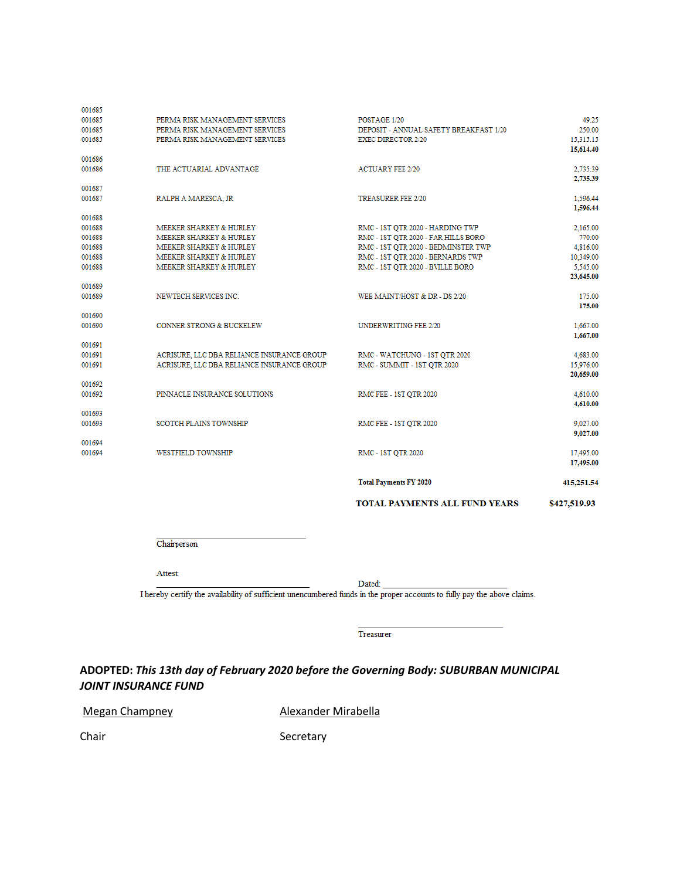| | | | |
|---|---|---|---|
| 001685 | | | |
| 001685 | PERMA RISK MANAGEMENT SERVICES | POSTAGE 1/20 | 49.25 |
| 001685 | PERMA RISK MANAGEMENT SERVICES | DEPOSIT - ANNUAL SAFETY BREAKFAST 1/20 | 250.00 |
| 001685 | PERMA RISK MANAGEMENT SERVICES | EXEC DIRECTOR 2/20 | 15,315.15 |
| | | | **15,614.40** |
| 001686 | | | |
| 001686 | THE ACTUARIAL ADVANTAGE | ACTUARY FEE 2/20 | 2,735.39 |
| | | | **2,735.39** |
| 001687 | | | |
| 001687 | RALPH A MARESCA, JR | TREASURER FEE 2/20 | 1,596.44 |
| | | | **1,596.44** |
| 001688 | | | |
| 001688 | MEEKER SHARKEY & HURLEY | RMC - 1ST QTR 2020 - HARDING TWP | 2,165.00 |
| 001688 | MEEKER SHARKEY & HURLEY | RMC - 1ST QTR 2020 - FAR HILLS BORO | 770.00 |
| 001688 | MEEKER SHARKEY & HURLEY | RMC - 1ST QTR 2020 - BEDMINSTER TWP | 4,816.00 |
| 001688 | MEEKER SHARKEY & HURLEY | RMC - 1ST QTR 2020 - BERNARDS TWP | 10,349.00 |
| 001688 | MEEKER SHARKEY & HURLEY | RMC - 1ST QTR 2020 - BVILLE BORO | 5,545.00 |
| | | | **23,645.00** |
| 001689 | | | |
| 001689 | NEWTECH SERVICES INC. | WEB MAINT/HOST & DR - DS 2/20 | 175.00 |
| | | | **175.00** |
| 001690 | | | |
| 001690 | CONNER STRONG & BUCKELEW | UNDERWRITING FEE 2/20 | 1,667.00 |
| | | | **1,667.00** |
| 001691 | | | |
| 001691 | ACRISURE, LLC DBA RELIANCE INSURANCE GROUP | RMC - WATCHUNG - 1ST QTR 2020 | 4,683.00 |
| 001691 | ACRISURE, LLC DBA RELIANCE INSURANCE GROUP | RMC - SUMMIT - 1ST QTR 2020 | 15,976.00 |
| | | | **20,659.00** |
| 001692 | | | |
| 001692 | PINNACLE INSURANCE SOLUTIONS | RMC FEE - 1ST QTR 2020 | 4,610.00 |
| | | | **4,610.00** |
| 001693 | | | |
| 001693 | SCOTCH PLAINS TOWNSHIP | RMC FEE - 1ST QTR 2020 | 9,027.00 |
| | | | **9,027.00** |
| 001694 | | | |
| 001694 | WESTFIELD TOWNSHIP | RMC - 1ST QTR 2020 | 17,495.00 |
| | | | **17,495.00** |
| | | **Total Payments FY 2020** | **415,251.54** |
| | | **TOTAL PAYMENTS ALL FUND YEARS** | **$427,519.93** |

\_\_\_\_\_\_\_\_\_\_\_\_\_\_\_\_\_\_\_\_\_\_\_\_\_\_\_\_\_\_

Chairperson

Attest:

\_\_\_\_\_\_\_\_\_\_\_\_\_\_\_\_\_\_\_\_\_\_\_\_\_\_\_\_\_\_ Dated: \_\_\_\_\_\_\_\_\_\_\_\_\_\_\_\_\_\_\_\_\_\_\_\_\_\_\_\_

I hereby certify the availability of sufficient unencumbered funds in the proper accounts to fully pay the above claims.

\_\_\_\_\_\_\_\_\_\_\_\_\_\_\_\_\_\_\_\_\_\_\_\_\_\_\_\_\_\_

Treasurer

**ADOPTED:** ***This 13th day of February 2020 before the Governing Body: SUBURBAN MUNICIPAL JOINT INSURANCE FUND***

Megan Champney — Chair

Alexander Mirabella — Secretary